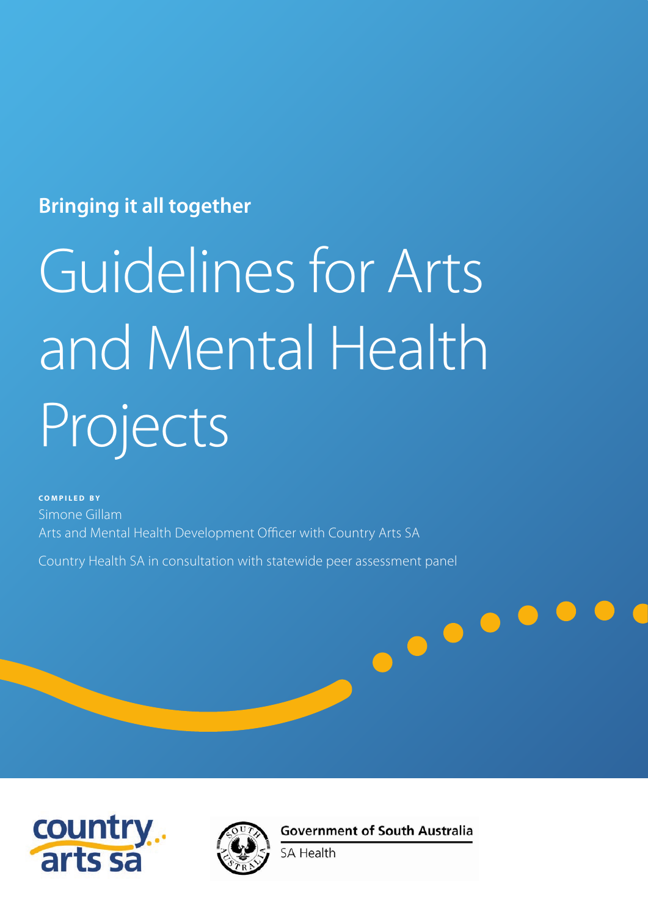**Bringing it all together**

# Guidelines for Arts and Mental Health Projects

COMPILED BY

Simone Gillam
Arts and Mental Health Development Officer with Country Arts SA

Country Health SA in consultation with statewide peer assessment panel

country arts sa

Government of South Australia
SA Health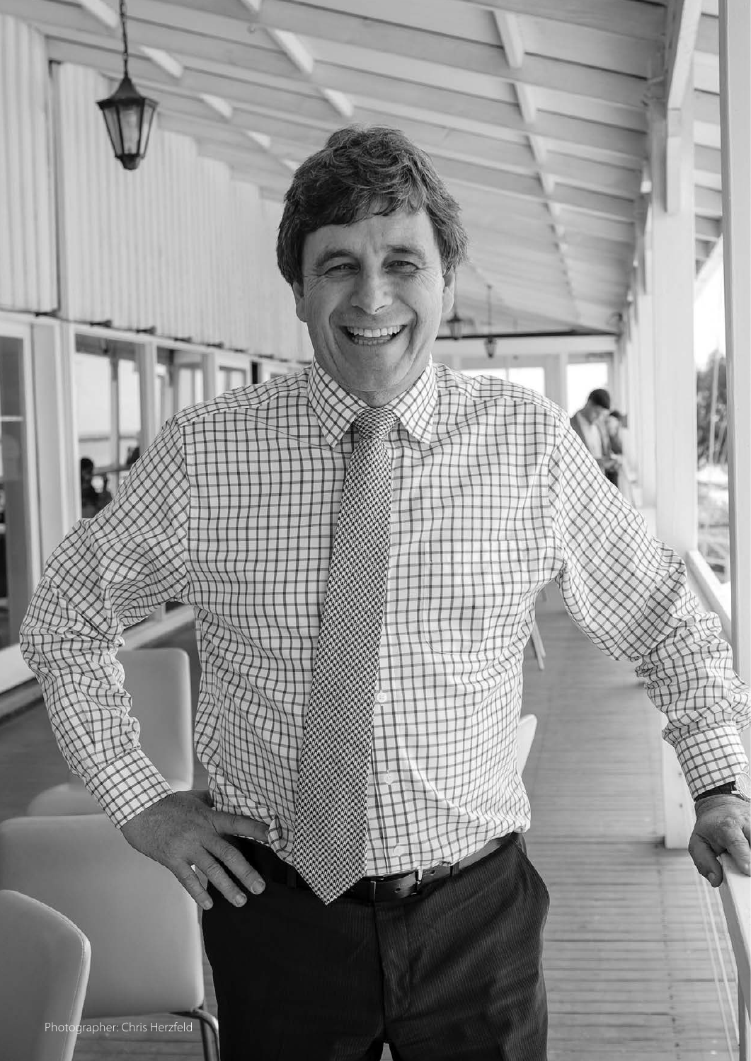Photographer: Chris Herzfeld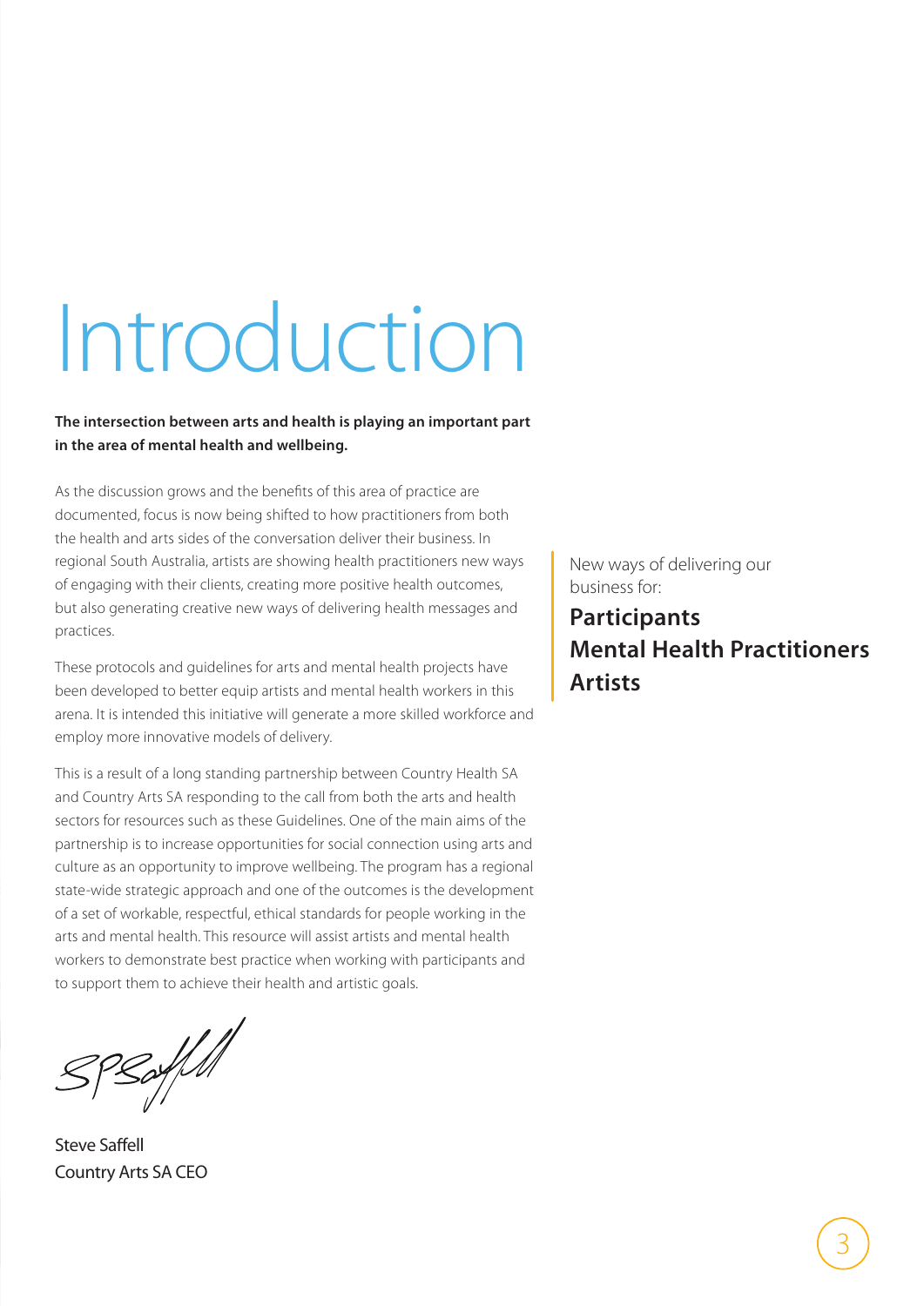# Introduction

**The intersection between arts and health is playing an important part in the area of mental health and wellbeing.**

As the discussion grows and the benefits of this area of practice are documented, focus is now being shifted to how practitioners from both the health and arts sides of the conversation deliver their business. In regional South Australia, artists are showing health practitioners new ways of engaging with their clients, creating more positive health outcomes, but also generating creative new ways of delivering health messages and practices.

These protocols and guidelines for arts and mental health projects have been developed to better equip artists and mental health workers in this arena. It is intended this initiative will generate a more skilled workforce and employ more innovative models of delivery.

This is a result of a long standing partnership between Country Health SA and Country Arts SA responding to the call from both the arts and health sectors for resources such as these Guidelines. One of the main aims of the partnership is to increase opportunities for social connection using arts and culture as an opportunity to improve wellbeing. The program has a regional state-wide strategic approach and one of the outcomes is the development of a set of workable, respectful, ethical standards for people working in the arts and mental health. This resource will assist artists and mental health workers to demonstrate best practice when working with participants and to support them to achieve their health and artistic goals.

Steve Saffell
Country Arts SA CEO

New ways of delivering our business for:

**Participants**
**Mental Health Practitioners**
**Artists**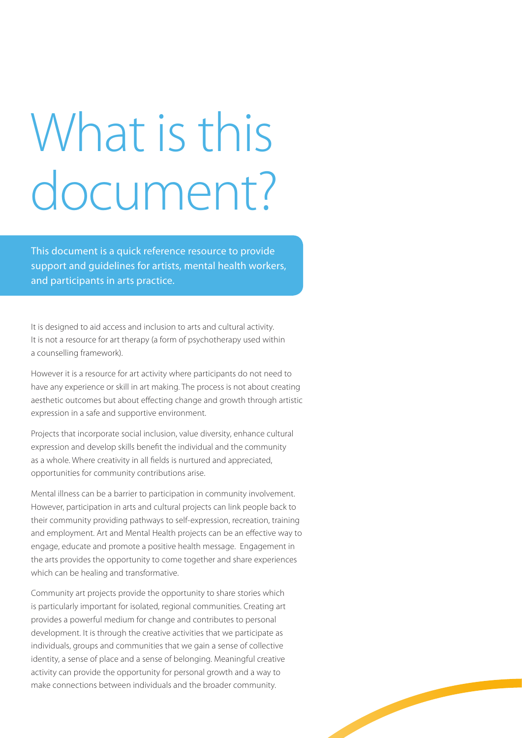# What is this document?

**This document is a quick reference resource to provide support and guidelines for artists, mental health workers, and participants in arts practice.**

It is designed to aid access and inclusion to arts and cultural activity. It is not a resource for art therapy (a form of psychotherapy used within a counselling framework).

However it is a resource for art activity where participants do not need to have any experience or skill in art making. The process is not about creating aesthetic outcomes but about effecting change and growth through artistic expression in a safe and supportive environment.

Projects that incorporate social inclusion, value diversity, enhance cultural expression and develop skills benefit the individual and the community as a whole. Where creativity in all fields is nurtured and appreciated, opportunities for community contributions arise.

Mental illness can be a barrier to participation in community involvement. However, participation in arts and cultural projects can link people back to their community providing pathways to self-expression, recreation, training and employment. Art and Mental Health projects can be an effective way to engage, educate and promote a positive health message. Engagement in the arts provides the opportunity to come together and share experiences which can be healing and transformative.

Community art projects provide the opportunity to share stories which is particularly important for isolated, regional communities. Creating art provides a powerful medium for change and contributes to personal development. It is through the creative activities that we participate as individuals, groups and communities that we gain a sense of collective identity, a sense of place and a sense of belonging. Meaningful creative activity can provide the opportunity for personal growth and a way to make connections between individuals and the broader community.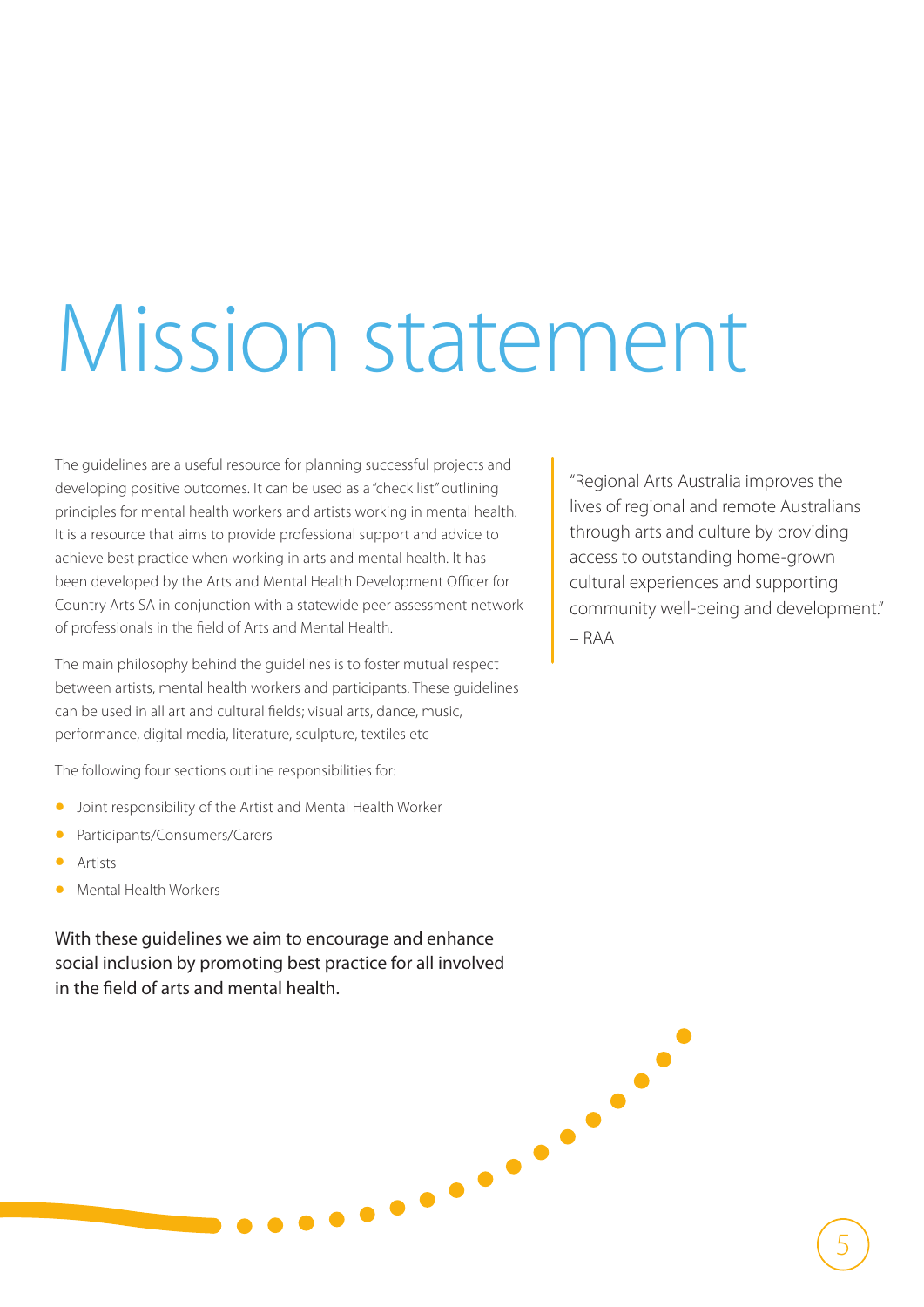# Mission statement

The guidelines are a useful resource for planning successful projects and developing positive outcomes. It can be used as a "check list" outlining principles for mental health workers and artists working in mental health. It is a resource that aims to provide professional support and advice to achieve best practice when working in arts and mental health. It has been developed by the Arts and Mental Health Development Officer for Country Arts SA in conjunction with a statewide peer assessment network of professionals in the field of Arts and Mental Health.

The main philosophy behind the guidelines is to foster mutual respect between artists, mental health workers and participants. These guidelines can be used in all art and cultural fields; visual arts, dance, music, performance, digital media, literature, sculpture, textiles etc

The following four sections outline responsibilities for:

- Joint responsibility of the Artist and Mental Health Worker
- Participants/Consumers/Carers
- Artists
- Mental Health Workers

With these guidelines we aim to encourage and enhance social inclusion by promoting best practice for all involved in the field of arts and mental health.

> "Regional Arts Australia improves the lives of regional and remote Australians through arts and culture by providing access to outstanding home-grown cultural experiences and supporting community well-being and development."
> – RAA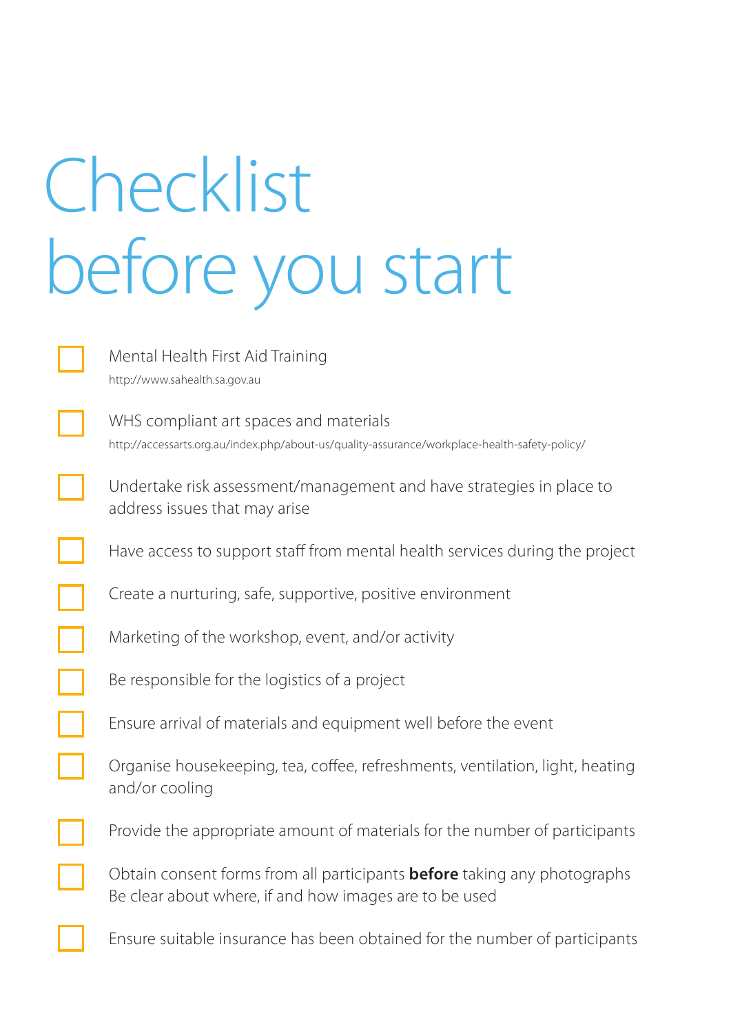# Checklist before you start

- [ ] Mental Health First Aid Training
  http://www.sahealth.sa.gov.au
- [ ] WHS compliant art spaces and materials
  http://accessarts.org.au/index.php/about-us/quality-assurance/workplace-health-safety-policy/
- [ ] Undertake risk assessment/management and have strategies in place to address issues that may arise
- [ ] Have access to support staff from mental health services during the project
- [ ] Create a nurturing, safe, supportive, positive environment
- [ ] Marketing of the workshop, event, and/or activity
- [ ] Be responsible for the logistics of a project
- [ ] Ensure arrival of materials and equipment well before the event
- [ ] Organise housekeeping, tea, coffee, refreshments, ventilation, light, heating and/or cooling
- [ ] Provide the appropriate amount of materials for the number of participants
- [ ] Obtain consent forms from all participants **before** taking any photographs
  Be clear about where, if and how images are to be used
- [ ] Ensure suitable insurance has been obtained for the number of participants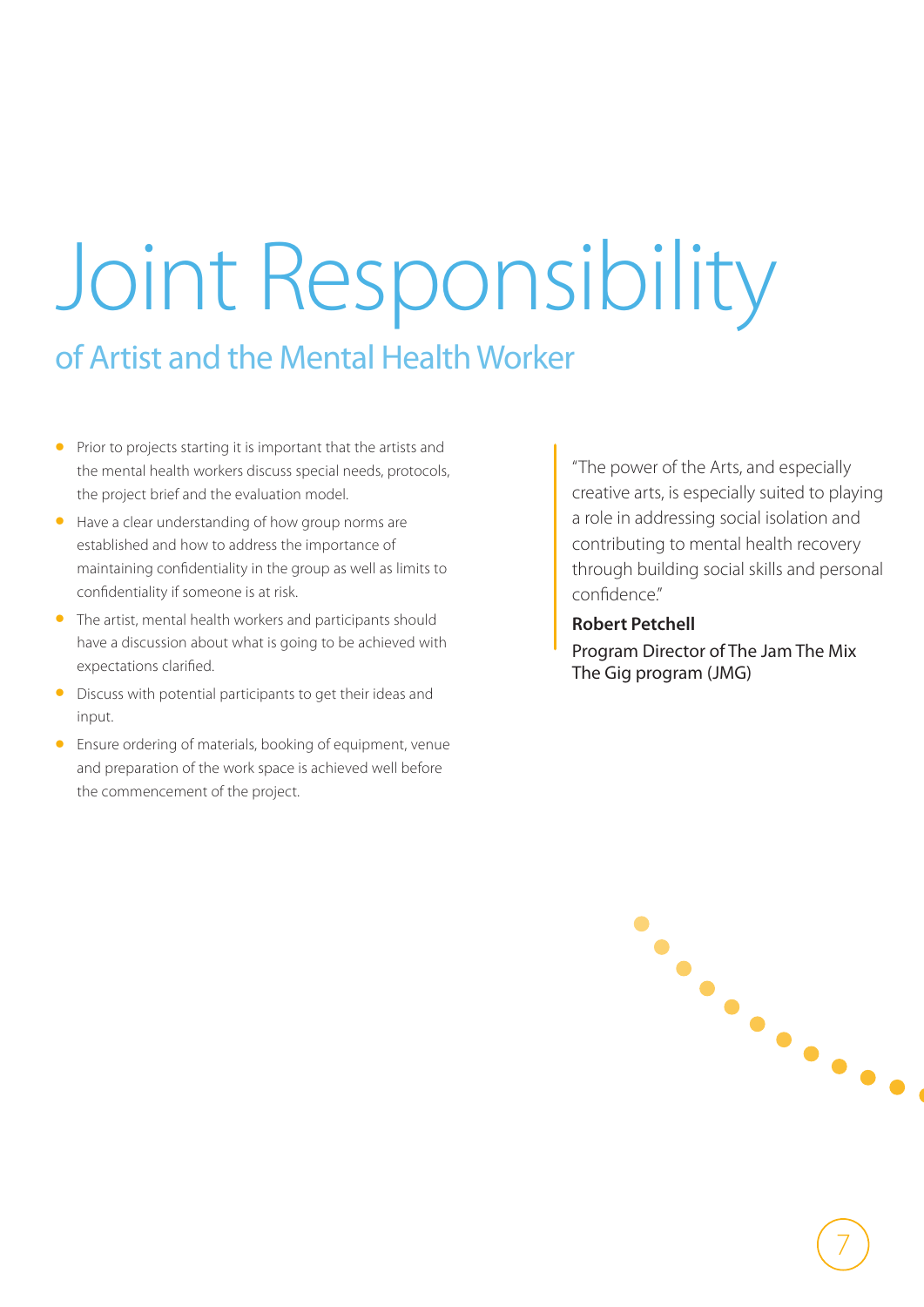# Joint Responsibility

## of Artist and the Mental Health Worker

- Prior to projects starting it is important that the artists and the mental health workers discuss special needs, protocols, the project brief and the evaluation model.
- Have a clear understanding of how group norms are established and how to address the importance of maintaining confidentiality in the group as well as limits to confidentiality if someone is at risk.
- The artist, mental health workers and participants should have a discussion about what is going to be achieved with expectations clarified.
- Discuss with potential participants to get their ideas and input.
- Ensure ordering of materials, booking of equipment, venue and preparation of the work space is achieved well before the commencement of the project.

> "The power of the Arts, and especially creative arts, is especially suited to playing a role in addressing social isolation and contributing to mental health recovery through building social skills and personal confidence."
>
> **Robert Petchell**
>
> Program Director of The Jam The Mix The Gig program (JMG)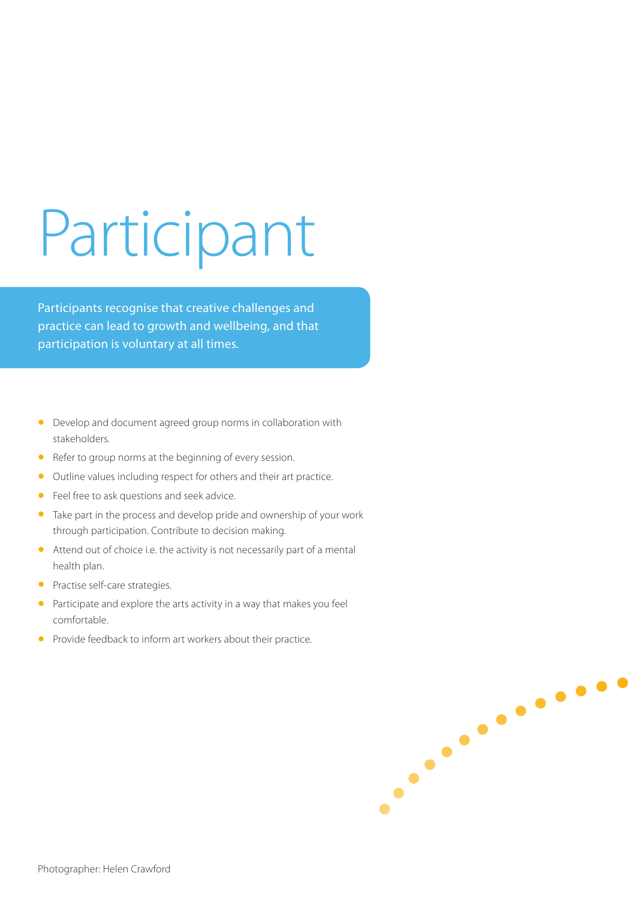# Participant

Participants recognise that creative challenges and practice can lead to growth and wellbeing, and that participation is voluntary at all times.

- Develop and document agreed group norms in collaboration with stakeholders.
- Refer to group norms at the beginning of every session.
- Outline values including respect for others and their art practice.
- Feel free to ask questions and seek advice.
- Take part in the process and develop pride and ownership of your work through participation. Contribute to decision making.
- Attend out of choice i.e. the activity is not necessarily part of a mental health plan.
- Practise self-care strategies.
- Participate and explore the arts activity in a way that makes you feel comfortable.
- Provide feedback to inform art workers about their practice.

Photographer: Helen Crawford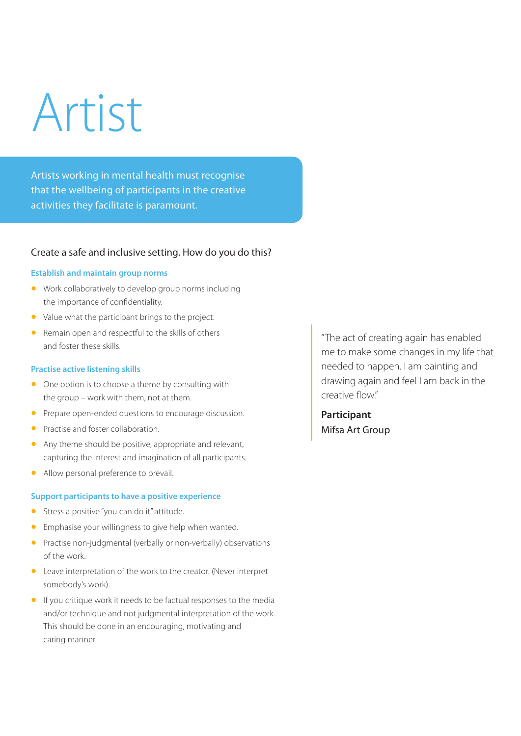# Artist

Artists working in mental health must recognise that the wellbeing of participants in the creative activities they facilitate is paramount.

## Create a safe and inclusive setting. How do you do this?

### Establish and maintain group norms

- Work collaboratively to develop group norms including the importance of confidentiality.
- Value what the participant brings to the project.
- Remain open and respectful to the skills of others and foster these skills.

### Practise active listening skills

- One option is to choose a theme by consulting with the group – work with them, not at them.
- Prepare open-ended questions to encourage discussion.
- Practise and foster collaboration.
- Any theme should be positive, appropriate and relevant, capturing the interest and imagination of all participants.
- Allow personal preference to prevail.

### Support participants to have a positive experience

- Stress a positive "you can do it" attitude.
- Emphasise your willingness to give help when wanted.
- Practise non-judgmental (verbally or non-verbally) observations of the work.
- Leave interpretation of the work to the creator. (Never interpret somebody's work).
- If you critique work it needs to be factual responses to the media and/or technique and not judgmental interpretation of the work. This should be done in an encouraging, motivating and caring manner.

> "The act of creating again has enabled me to make some changes in my life that needed to happen. I am painting and drawing again and feel I am back in the creative flow."
>
> **Participant**
> Mifsa Art Group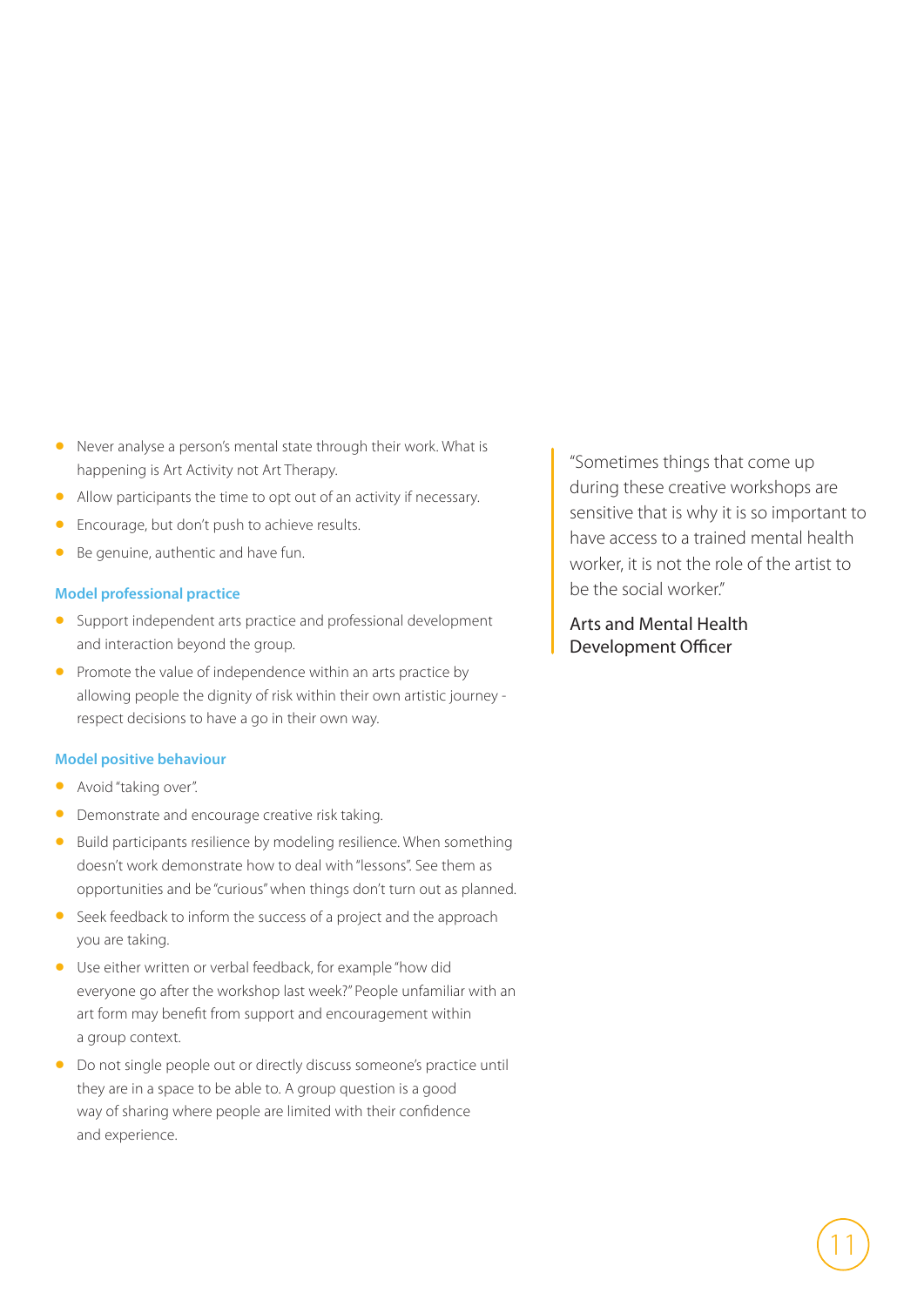- Never analyse a person's mental state through their work. What is happening is Art Activity not Art Therapy.
- Allow participants the time to opt out of an activity if necessary.
- Encourage, but don't push to achieve results.
- Be genuine, authentic and have fun.

**Model professional practice**

- Support independent arts practice and professional development and interaction beyond the group.
- Promote the value of independence within an arts practice by allowing people the dignity of risk within their own artistic journey - respect decisions to have a go in their own way.

**Model positive behaviour**

- Avoid "taking over".
- Demonstrate and encourage creative risk taking.
- Build participants resilience by modeling resilience. When something doesn't work demonstrate how to deal with "lessons". See them as opportunities and be "curious" when things don't turn out as planned.
- Seek feedback to inform the success of a project and the approach you are taking.
- Use either written or verbal feedback, for example "how did everyone go after the workshop last week?" People unfamiliar with an art form may benefit from support and encouragement within a group context.
- Do not single people out or directly discuss someone's practice until they are in a space to be able to. A group question is a good way of sharing where people are limited with their confidence and experience.

> "Sometimes things that come up during these creative workshops are sensitive that is why it is so important to have access to a trained mental health worker, it is not the role of the artist to be the social worker."
>
> Arts and Mental Health Development Officer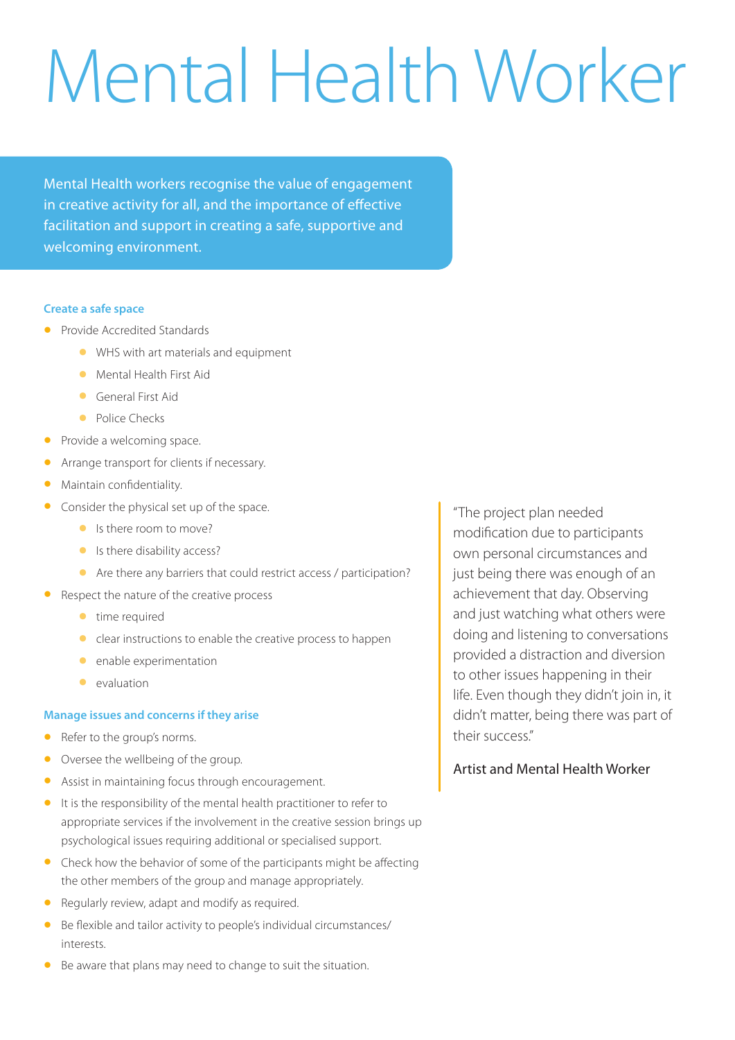# Mental Health Worker

Mental Health workers recognise the value of engagement in creative activity for all, and the importance of effective facilitation and support in creating a safe, supportive and welcoming environment.

### Create a safe space

- Provide Accredited Standards
  - WHS with art materials and equipment
  - Mental Health First Aid
  - General First Aid
  - Police Checks
- Provide a welcoming space.
- Arrange transport for clients if necessary.
- Maintain confidentiality.
- Consider the physical set up of the space.
  - Is there room to move?
  - Is there disability access?
  - Are there any barriers that could restrict access / participation?
- Respect the nature of the creative process
  - time required
  - clear instructions to enable the creative process to happen
  - enable experimentation
  - evaluation

### Manage issues and concerns if they arise

- Refer to the group's norms.
- Oversee the wellbeing of the group.
- Assist in maintaining focus through encouragement.
- It is the responsibility of the mental health practitioner to refer to appropriate services if the involvement in the creative session brings up psychological issues requiring additional or specialised support.
- Check how the behavior of some of the participants might be affecting the other members of the group and manage appropriately.
- Regularly review, adapt and modify as required.
- Be flexible and tailor activity to people's individual circumstances/ interests.
- Be aware that plans may need to change to suit the situation.

> "The project plan needed modification due to participants own personal circumstances and just being there was enough of an achievement that day. Observing and just watching what others were doing and listening to conversations provided a distraction and diversion to other issues happening in their life. Even though they didn't join in, it didn't matter, being there was part of their success."
>
> Artist and Mental Health Worker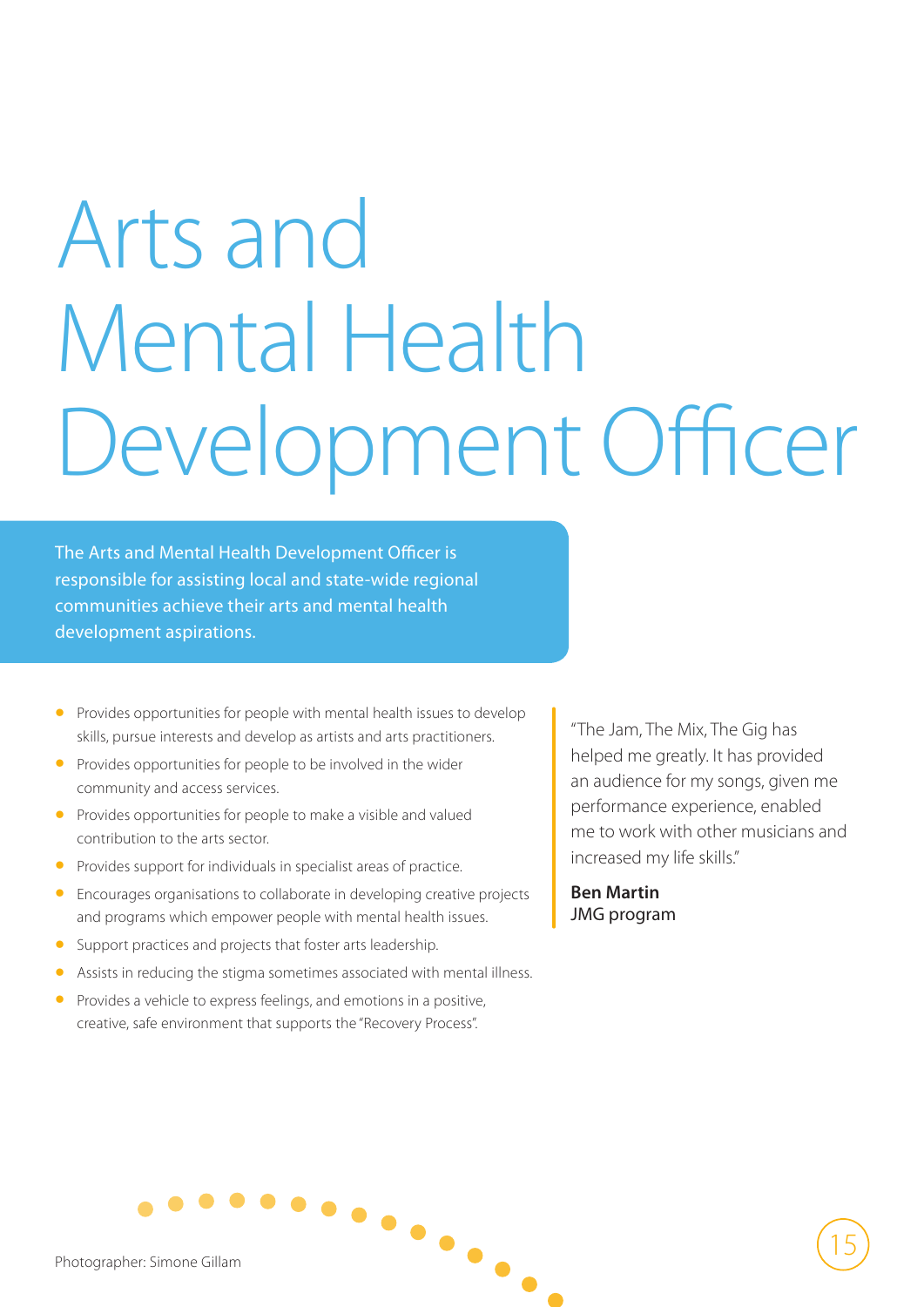# Arts and Mental Health Development Officer

The Arts and Mental Health Development Officer is responsible for assisting local and state-wide regional communities achieve their arts and mental health development aspirations.

- Provides opportunities for people with mental health issues to develop skills, pursue interests and develop as artists and arts practitioners.
- Provides opportunities for people to be involved in the wider community and access services.
- Provides opportunities for people to make a visible and valued contribution to the arts sector.
- Provides support for individuals in specialist areas of practice.
- Encourages organisations to collaborate in developing creative projects and programs which empower people with mental health issues.
- Support practices and projects that foster arts leadership.
- Assists in reducing the stigma sometimes associated with mental illness.
- Provides a vehicle to express feelings, and emotions in a positive, creative, safe environment that supports the "Recovery Process".

"The Jam, The Mix, The Gig has helped me greatly. It has provided an audience for my songs, given me performance experience, enabled me to work with other musicians and increased my life skills."

**Ben Martin**
JMG program

Photographer: Simone Gillam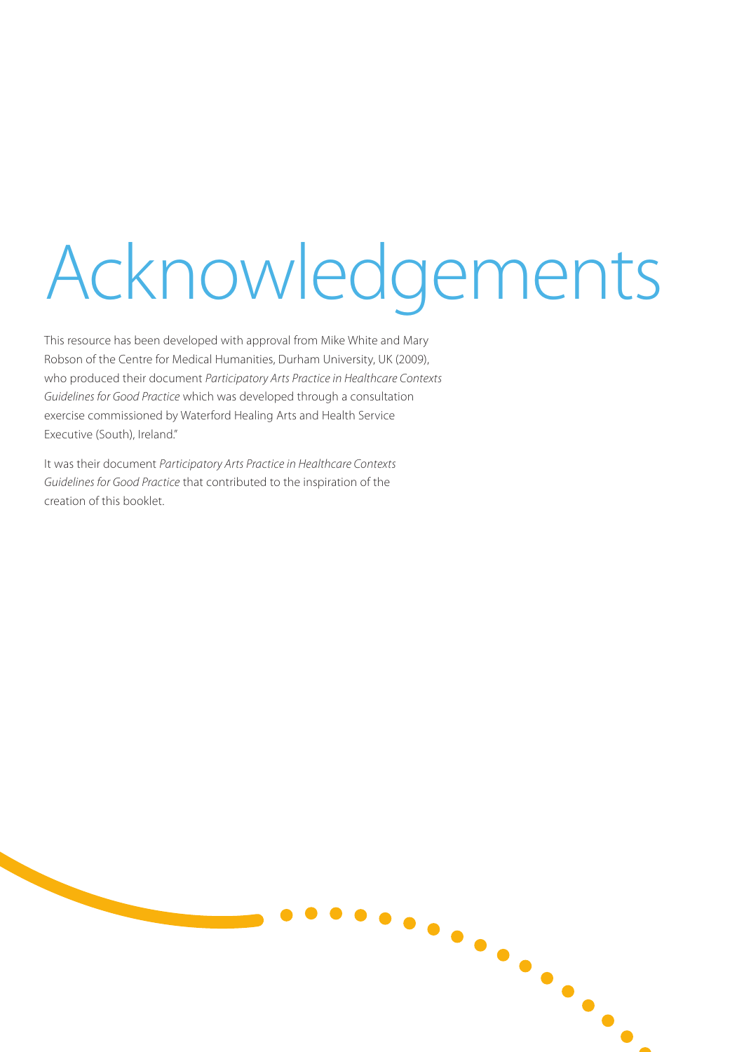# Acknowledgements

This resource has been developed with approval from Mike White and Mary Robson of the Centre for Medical Humanities, Durham University, UK (2009), who produced their document *Participatory Arts Practice in Healthcare Contexts Guidelines for Good Practice* which was developed through a consultation exercise commissioned by Waterford Healing Arts and Health Service Executive (South), Ireland."

It was their document *Participatory Arts Practice in Healthcare Contexts Guidelines for Good Practice* that contributed to the inspiration of the creation of this booklet.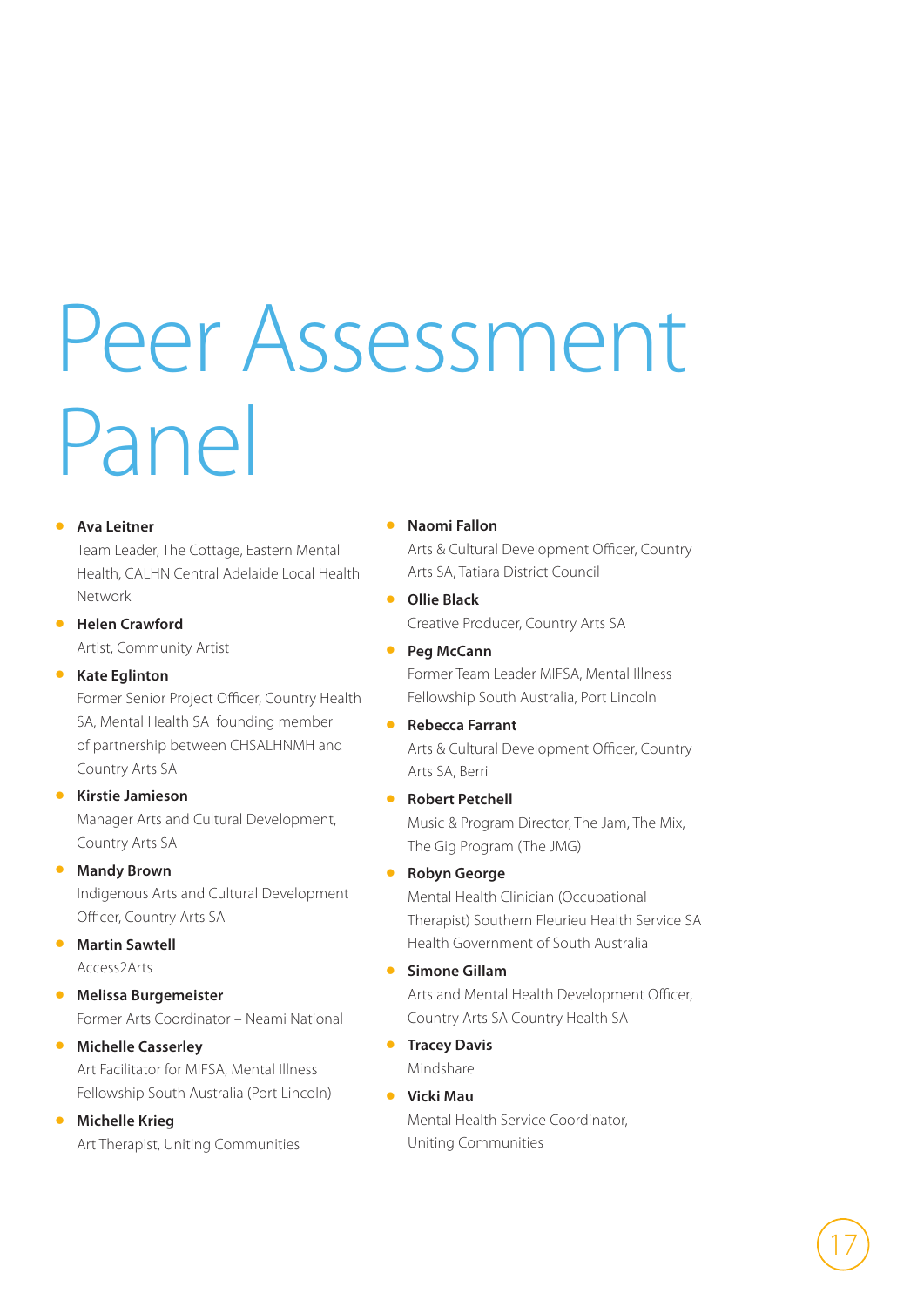# Peer Assessment Panel

- **Ava Leitner**
  Team Leader, The Cottage, Eastern Mental Health, CALHN Central Adelaide Local Health Network
- **Helen Crawford**
  Artist, Community Artist
- **Kate Eglinton**
  Former Senior Project Officer, Country Health SA, Mental Health SA founding member of partnership between CHSALHNMH and Country Arts SA
- **Kirstie Jamieson**
  Manager Arts and Cultural Development, Country Arts SA
- **Mandy Brown**
  Indigenous Arts and Cultural Development Officer, Country Arts SA
- **Martin Sawtell**
  Access2Arts
- **Melissa Burgemeister**
  Former Arts Coordinator – Neami National
- **Michelle Casserley**
  Art Facilitator for MIFSA, Mental Illness Fellowship South Australia (Port Lincoln)
- **Michelle Krieg**
  Art Therapist, Uniting Communities
- **Naomi Fallon**
  Arts & Cultural Development Officer, Country Arts SA, Tatiara District Council
- **Ollie Black**
  Creative Producer, Country Arts SA
- **Peg McCann**
  Former Team Leader MIFSA, Mental Illness Fellowship South Australia, Port Lincoln
- **Rebecca Farrant**
  Arts & Cultural Development Officer, Country Arts SA, Berri
- **Robert Petchell**
  Music & Program Director, The Jam, The Mix, The Gig Program (The JMG)
- **Robyn George**
  Mental Health Clinician (Occupational Therapist) Southern Fleurieu Health Service SA Health Government of South Australia
- **Simone Gillam**
  Arts and Mental Health Development Officer, Country Arts SA Country Health SA
- **Tracey Davis**
  Mindshare
- **Vicki Mau**
  Mental Health Service Coordinator, Uniting Communities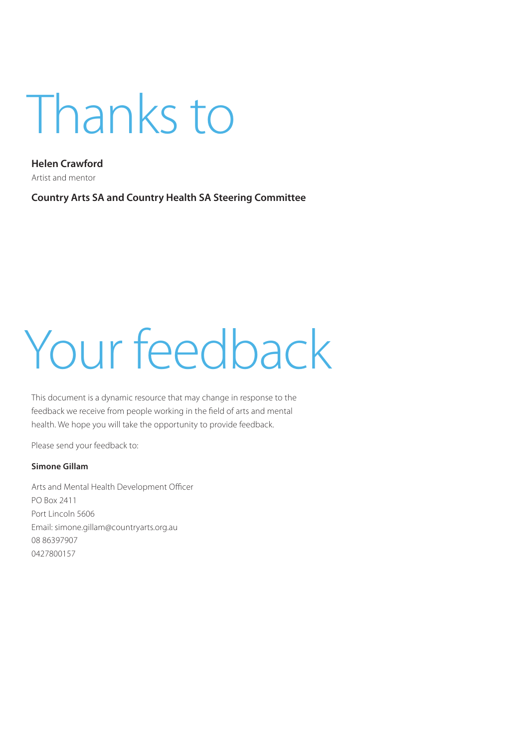# Thanks to

**Helen Crawford**
Artist and mentor

**Country Arts SA and Country Health SA Steering Committee**

# Your feedback

This document is a dynamic resource that may change in response to the feedback we receive from people working in the field of arts and mental health. We hope you will take the opportunity to provide feedback.

Please send your feedback to:

**Simone Gillam**

Arts and Mental Health Development Officer
PO Box 2411
Port Lincoln 5606
Email: simone.gillam@countryarts.org.au
08 86397907
0427800157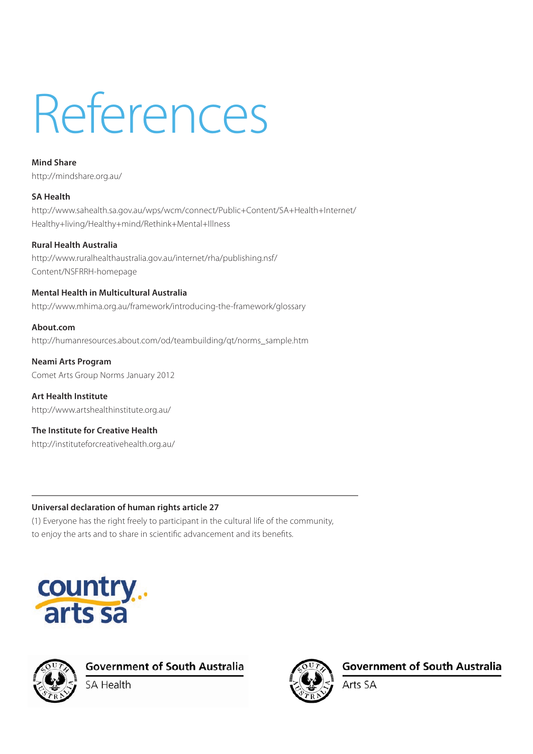# References

**Mind Share**
http://mindshare.org.au/

**SA Health**
http://www.sahealth.sa.gov.au/wps/wcm/connect/Public+Content/SA+Health+Internet/Healthy+living/Healthy+mind/Rethink+Mental+Illness

**Rural Health Australia**
http://www.ruralhealthaustralia.gov.au/internet/rha/publishing.nsf/Content/NSFRRH-homepage

**Mental Health in Multicultural Australia**
http://www.mhima.org.au/framework/introducing-the-framework/glossary

**About.com**
http://humanresources.about.com/od/teambuilding/qt/norms_sample.htm

**Neami Arts Program**
Comet Arts Group Norms January 2012

**Art Health Institute**
http://www.artshealthinstitute.org.au/

**The Institute for Creative Health**
http://instituteforcreativehealth.org.au/

---

**Universal declaration of human rights article 27**
(1) Everyone has the right freely to participant in the cultural life of the community, to enjoy the arts and to share in scientific advancement and its benefits.

country arts sa

Government of South Australia
SA Health

Government of South Australia
Arts SA